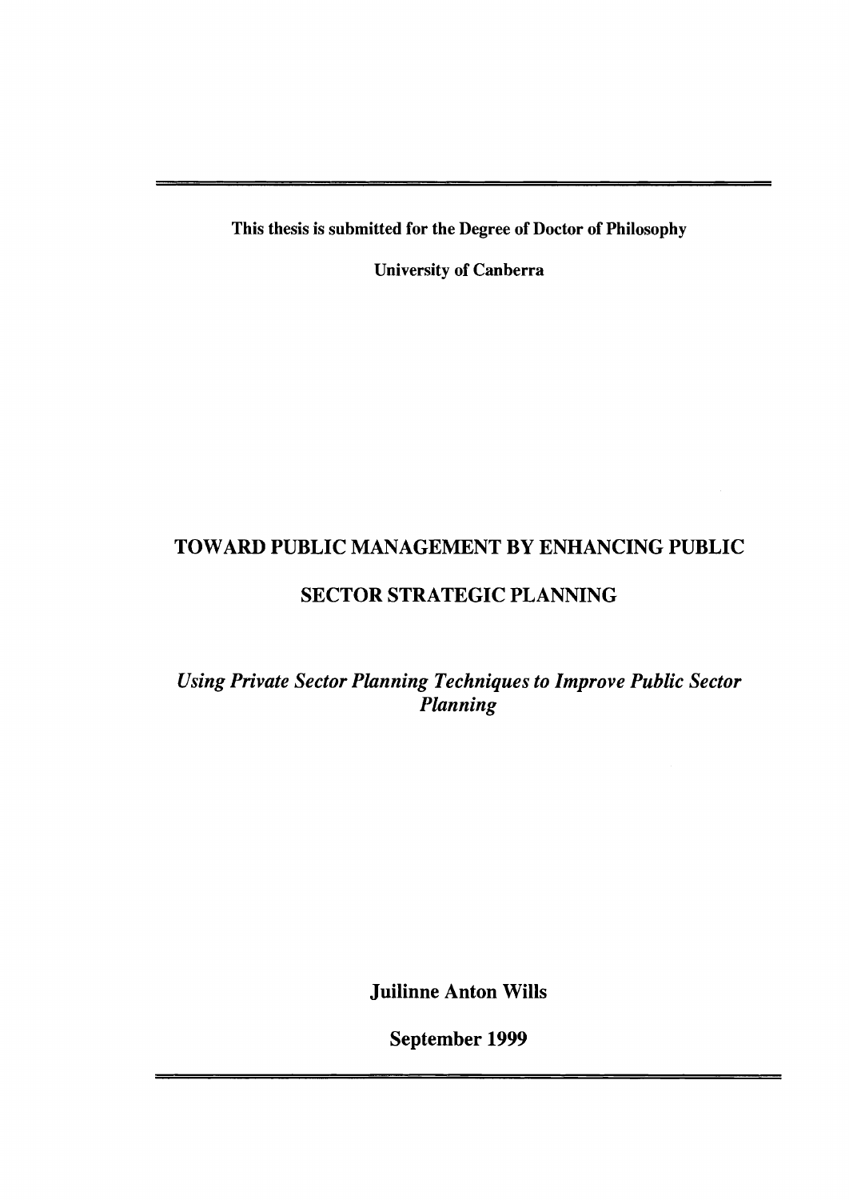**This thesis is submitted for the Degree of Doctor of Philosophy**

**University of Canberra**

# TOWARD PUBLIC MANAGEMENT BY ENHANCING PUBLIC SECTOR STRATEGIC PLANNING

*Using Private Sector Planning Techniques to Improve Public Sector Planning*

**Juilinne Anton Wills**

**September 1999**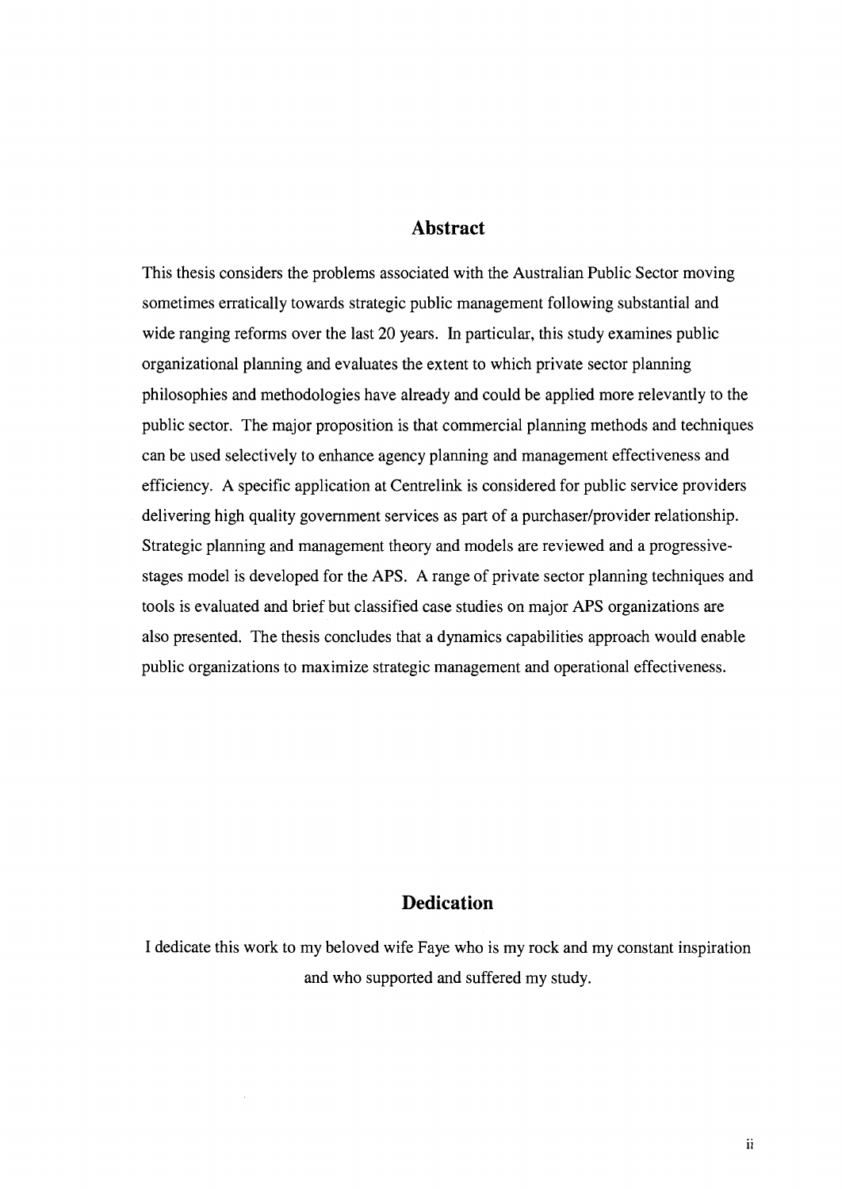## Abstract

This thesis considers the problems associated with the Australian Public Sector moving sometimes erratically towards strategic public management following substantial and wide ranging reforms over the last 20 years. In particular, this study examines public organizational planning and evaluates the extent to which private sector planning philosophies and methodologies have already and could be applied more relevantly to the public sector. The major proposition is that commercial planning methods and techniques can be used selectively to enhance agency planning and management effectiveness and efficiency. A specific application at Centrelink is considered for public service providers delivering high quality government services as part of a purchaser/provider relationship. Strategic planning and management theory and models are reviewed and a progressive-stages model is developed for the APS. A range of private sector planning techniques and tools is evaluated and brief but classified case studies on major APS organizations are also presented. The thesis concludes that a dynamics capabilities approach would enable public organizations to maximize strategic management and operational effectiveness.

## Dedication

I dedicate this work to my beloved wife Faye who is my rock and my constant inspiration and who supported and suffered my study.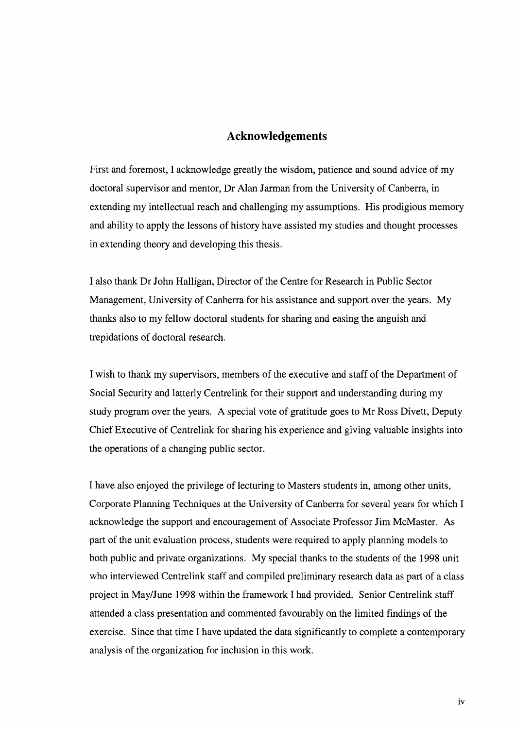## Acknowledgements

First and foremost, I acknowledge greatly the wisdom, patience and sound advice of my doctoral supervisor and mentor, Dr Alan Jarman from the University of Canberra, in extending my intellectual reach and challenging my assumptions. His prodigious memory and ability to apply the lessons of history have assisted my studies and thought processes in extending theory and developing this thesis.

I also thank Dr John Halligan, Director of the Centre for Research in Public Sector Management, University of Canberra for his assistance and support over the years. My thanks also to my fellow doctoral students for sharing and easing the anguish and trepidations of doctoral research.

I wish to thank my supervisors, members of the executive and staff of the Department of Social Security and latterly Centrelink for their support and understanding during my study program over the years. A special vote of gratitude goes to Mr Ross Divett, Deputy Chief Executive of Centrelink for sharing his experience and giving valuable insights into the operations of a changing public sector.

I have also enjoyed the privilege of lecturing to Masters students in, among other units, Corporate Planning Techniques at the University of Canberra for several years for which I acknowledge the support and encouragement of Associate Professor Jim McMaster. As part of the unit evaluation process, students were required to apply planning models to both public and private organizations. My special thanks to the students of the 1998 unit who interviewed Centrelink staff and compiled preliminary research data as part of a class project in May/June 1998 within the framework I had provided. Senior Centrelink staff attended a class presentation and commented favourably on the limited findings of the exercise. Since that time I have updated the data significantly to complete a contemporary analysis of the organization for inclusion in this work.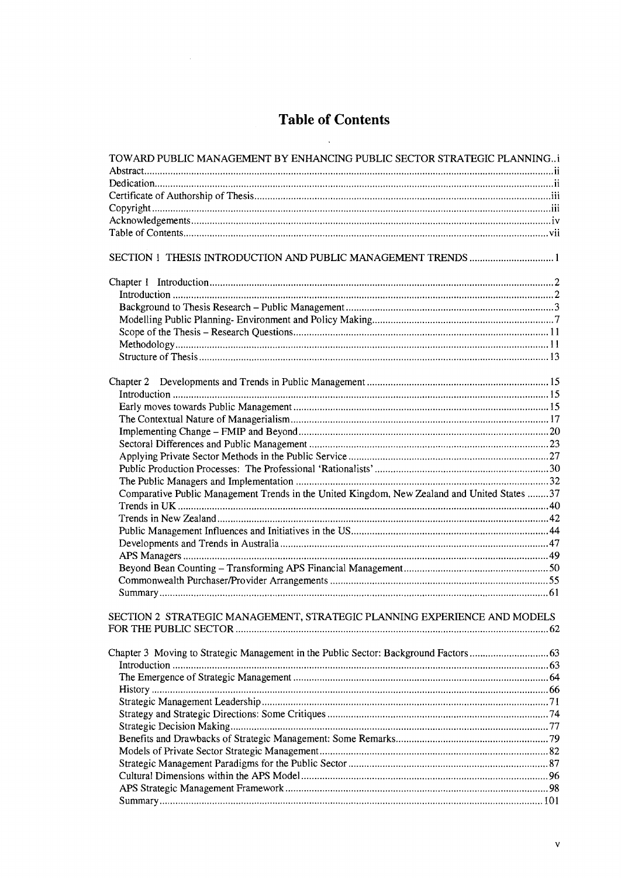# Table of Contents

TOWARD PUBLIC MANAGEMENT BY ENHANCING PUBLIC SECTOR STRATEGIC PLANNING..i
Abstract....ii
Dedication....ii
Certificate of Authorship of Thesis....iii
Copyright....iii
Acknowledgements....iv
Table of Contents....vii

SECTION 1 THESIS INTRODUCTION AND PUBLIC MANAGEMENT TRENDS....1

Chapter 1 Introduction....2
- Introduction....2
- Background to Thesis Research – Public Management....3
- Modelling Public Planning- Environment and Policy Making....7
- Scope of the Thesis – Research Questions....11
- Methodology....11
- Structure of Thesis....13

Chapter 2 Developments and Trends in Public Management....15
- Introduction....15
- Early moves towards Public Management....15
- The Contextual Nature of Managerialism....17
- Implementing Change – FMIP and Beyond....20
- Sectoral Differences and Public Management....23
- Applying Private Sector Methods in the Public Service....27
- Public Production Processes: The Professional 'Rationalists'....30
- The Public Managers and Implementation....32
- Comparative Public Management Trends in the United Kingdom, New Zealand and United States....37
- Trends in UK....40
- Trends in New Zealand....42
- Public Management Influences and Initiatives in the US....44
- Developments and Trends in Australia....47
- APS Managers....49
- Beyond Bean Counting – Transforming APS Financial Management....50
- Commonwealth Purchaser/Provider Arrangements....55
- Summary....61

SECTION 2 STRATEGIC MANAGEMENT, STRATEGIC PLANNING EXPERIENCE AND MODELS FOR THE PUBLIC SECTOR....62

Chapter 3 Moving to Strategic Management in the Public Sector: Background Factors....63
- Introduction....63
- The Emergence of Strategic Management....64
- History....66
- Strategic Management Leadership....71
- Strategy and Strategic Directions: Some Critiques....74
- Strategic Decision Making....77
- Benefits and Drawbacks of Strategic Management: Some Remarks....79
- Models of Private Sector Strategic Management....82
- Strategic Management Paradigms for the Public Sector....87
- Cultural Dimensions within the APS Model....96
- APS Strategic Management Framework....98
- Summary....101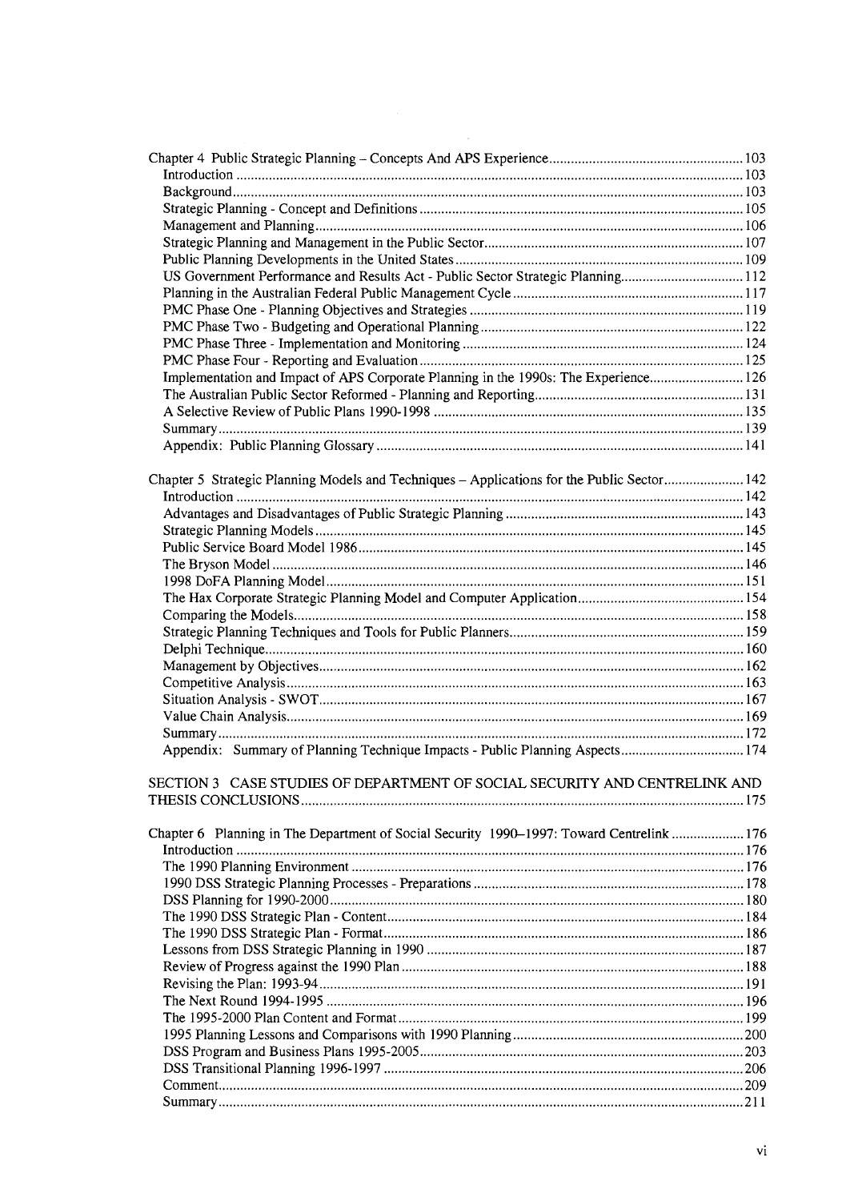Chapter 4 Public Strategic Planning – Concepts And APS Experience ..... 103
- Introduction ..... 103
- Background ..... 103
- Strategic Planning - Concept and Definitions ..... 105
- Management and Planning ..... 106
- Strategic Planning and Management in the Public Sector ..... 107
- Public Planning Developments in the United States ..... 109
- US Government Performance and Results Act - Public Sector Strategic Planning ..... 112
- Planning in the Australian Federal Public Management Cycle ..... 117
- PMC Phase One - Planning Objectives and Strategies ..... 119
- PMC Phase Two - Budgeting and Operational Planning ..... 122
- PMC Phase Three - Implementation and Monitoring ..... 124
- PMC Phase Four - Reporting and Evaluation ..... 125
- Implementation and Impact of APS Corporate Planning in the 1990s: The Experience ..... 126
- The Australian Public Sector Reformed - Planning and Reporting ..... 131
- A Selective Review of Public Plans 1990-1998 ..... 135
- Summary ..... 139
- Appendix: Public Planning Glossary ..... 141

Chapter 5 Strategic Planning Models and Techniques – Applications for the Public Sector ..... 142
- Introduction ..... 142
- Advantages and Disadvantages of Public Strategic Planning ..... 143
- Strategic Planning Models ..... 145
- Public Service Board Model 1986 ..... 145
- The Bryson Model ..... 146
- 1998 DoFA Planning Model ..... 151
- The Hax Corporate Strategic Planning Model and Computer Application ..... 154
- Comparing the Models ..... 158
- Strategic Planning Techniques and Tools for Public Planners ..... 159
- Delphi Technique ..... 160
- Management by Objectives ..... 162
- Competitive Analysis ..... 163
- Situation Analysis - SWOT ..... 167
- Value Chain Analysis ..... 169
- Summary ..... 172
- Appendix: Summary of Planning Technique Impacts - Public Planning Aspects ..... 174

SECTION 3 CASE STUDIES OF DEPARTMENT OF SOCIAL SECURITY AND CENTRELINK AND THESIS CONCLUSIONS ..... 175

Chapter 6 Planning in The Department of Social Security 1990–1997: Toward Centrelink ..... 176
- Introduction ..... 176
- The 1990 Planning Environment ..... 176
- 1990 DSS Strategic Planning Processes - Preparations ..... 178
- DSS Planning for 1990-2000 ..... 180
- The 1990 DSS Strategic Plan - Content ..... 184
- The 1990 DSS Strategic Plan - Format ..... 186
- Lessons from DSS Strategic Planning in 1990 ..... 187
- Review of Progress against the 1990 Plan ..... 188
- Revising the Plan: 1993-94 ..... 191
- The Next Round 1994-1995 ..... 196
- The 1995-2000 Plan Content and Format ..... 199
- 1995 Planning Lessons and Comparisons with 1990 Planning ..... 200
- DSS Program and Business Plans 1995-2005 ..... 203
- DSS Transitional Planning 1996-1997 ..... 206
- Comment ..... 209
- Summary ..... 211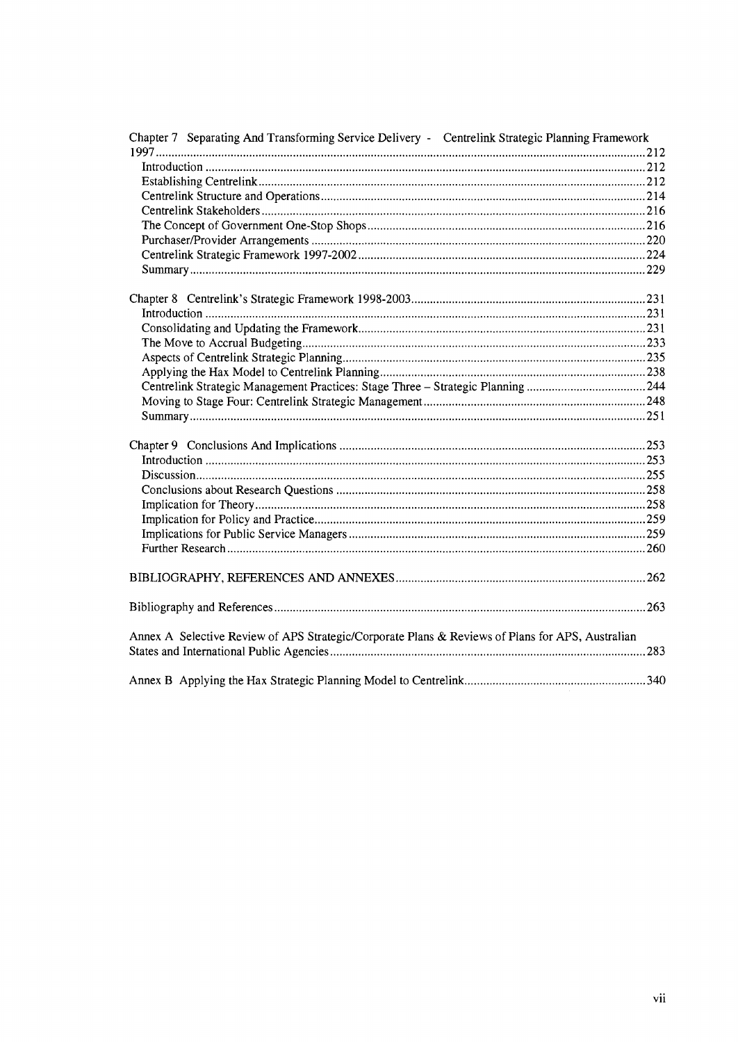Chapter 7 Separating And Transforming Service Delivery - Centrelink Strategic Planning Framework 1997 .......... 212

- Introduction .......... 212
- Establishing Centrelink .......... 212
- Centrelink Structure and Operations .......... 214
- Centrelink Stakeholders .......... 216
- The Concept of Government One-Stop Shops .......... 216
- Purchaser/Provider Arrangements .......... 220
- Centrelink Strategic Framework 1997-2002 .......... 224
- Summary .......... 229

Chapter 8 Centrelink's Strategic Framework 1998-2003 .......... 231

- Introduction .......... 231
- Consolidating and Updating the Framework .......... 231
- The Move to Accrual Budgeting .......... 233
- Aspects of Centrelink Strategic Planning .......... 235
- Applying the Hax Model to Centrelink Planning .......... 238
- Centrelink Strategic Management Practices: Stage Three – Strategic Planning .......... 244
- Moving to Stage Four: Centrelink Strategic Management .......... 248
- Summary .......... 251

Chapter 9 Conclusions And Implications .......... 253

- Introduction .......... 253
- Discussion .......... 255
- Conclusions about Research Questions .......... 258
- Implication for Theory .......... 258
- Implication for Policy and Practice .......... 259
- Implications for Public Service Managers .......... 259
- Further Research .......... 260

BIBLIOGRAPHY, REFERENCES AND ANNEXES .......... 262

Bibliography and References .......... 263

Annex A Selective Review of APS Strategic/Corporate Plans & Reviews of Plans for APS, Australian States and International Public Agencies .......... 283

Annex B Applying the Hax Strategic Planning Model to Centrelink .......... 340